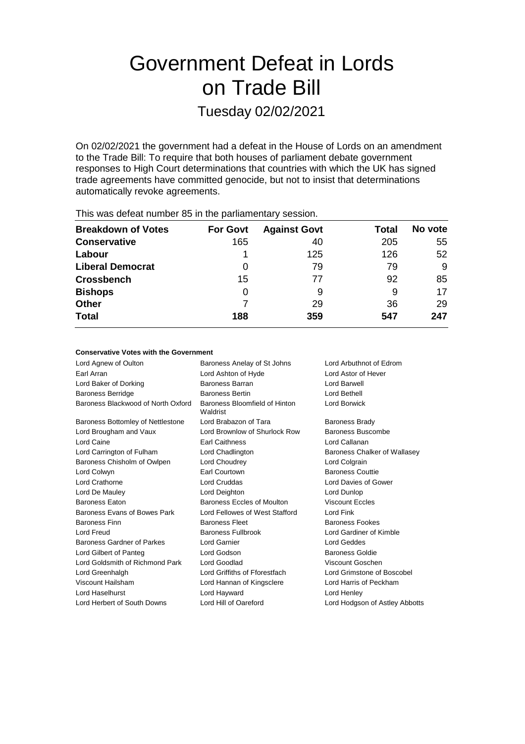# Government Defeat in Lords on Trade Bill

## Tuesday 02/02/2021

On 02/02/2021 the government had a defeat in the House of Lords on an amendment to the Trade Bill: To require that both houses of parliament debate government responses to High Court determinations that countries with which the UK has signed trade agreements have committed genocide, but not to insist that determinations automatically revoke agreements.

This was defeat number 85 in the parliamentary session.

| Breakdown of Votes | For Govt | Against Govt | Total | No vote |
|---|---|---|---|---|
| **Conservative** | 165 | 40 | 205 | 55 |
| **Labour** | 1 | 125 | 126 | 52 |
| **Liberal Democrat** | 0 | 79 | 79 | 9 |
| **Crossbench** | 15 | 77 | 92 | 85 |
| **Bishops** | 0 | 9 | 9 | 17 |
| **Other** | 7 | 29 | 36 | 29 |
| **Total** | **188** | **359** | **547** | **247** |

#### Conservative Votes with the Government

| | | |
|---|---|---|
| Lord Agnew of Oulton | Baroness Anelay of St Johns | Lord Arbuthnot of Edrom |
| Earl Arran | Lord Ashton of Hyde | Lord Astor of Hever |
| Lord Baker of Dorking | Baroness Barran | Lord Barwell |
| Baroness Berridge | Baroness Bertin | Lord Bethell |
| Baroness Blackwood of North Oxford | Baroness Bloomfield of Hinton Waldrist | Lord Borwick |
| Baroness Bottomley of Nettlestone | Lord Brabazon of Tara | Baroness Brady |
| Lord Brougham and Vaux | Lord Brownlow of Shurlock Row | Baroness Buscombe |
| Lord Caine | Earl Caithness | Lord Callanan |
| Lord Carrington of Fulham | Lord Chadlington | Baroness Chalker of Wallasey |
| Baroness Chisholm of Owlpen | Lord Choudrey | Lord Colgrain |
| Lord Colwyn | Earl Courtown | Baroness Couttie |
| Lord Crathorne | Lord Cruddas | Lord Davies of Gower |
| Lord De Mauley | Lord Deighton | Lord Dunlop |
| Baroness Eaton | Baroness Eccles of Moulton | Viscount Eccles |
| Baroness Evans of Bowes Park | Lord Fellowes of West Stafford | Lord Fink |
| Baroness Finn | Baroness Fleet | Baroness Fookes |
| Lord Freud | Baroness Fullbrook | Lord Gardiner of Kimble |
| Baroness Gardner of Parkes | Lord Garnier | Lord Geddes |
| Lord Gilbert of Panteg | Lord Godson | Baroness Goldie |
| Lord Goldsmith of Richmond Park | Lord Goodlad | Viscount Goschen |
| Lord Greenhalgh | Lord Griffiths of Fforestfach | Lord Grimstone of Boscobel |
| Viscount Hailsham | Lord Hannan of Kingsclere | Lord Harris of Peckham |
| Lord Haselhurst | Lord Hayward | Lord Henley |
| Lord Herbert of South Downs | Lord Hill of Oareford | Lord Hodgson of Astley Abbotts |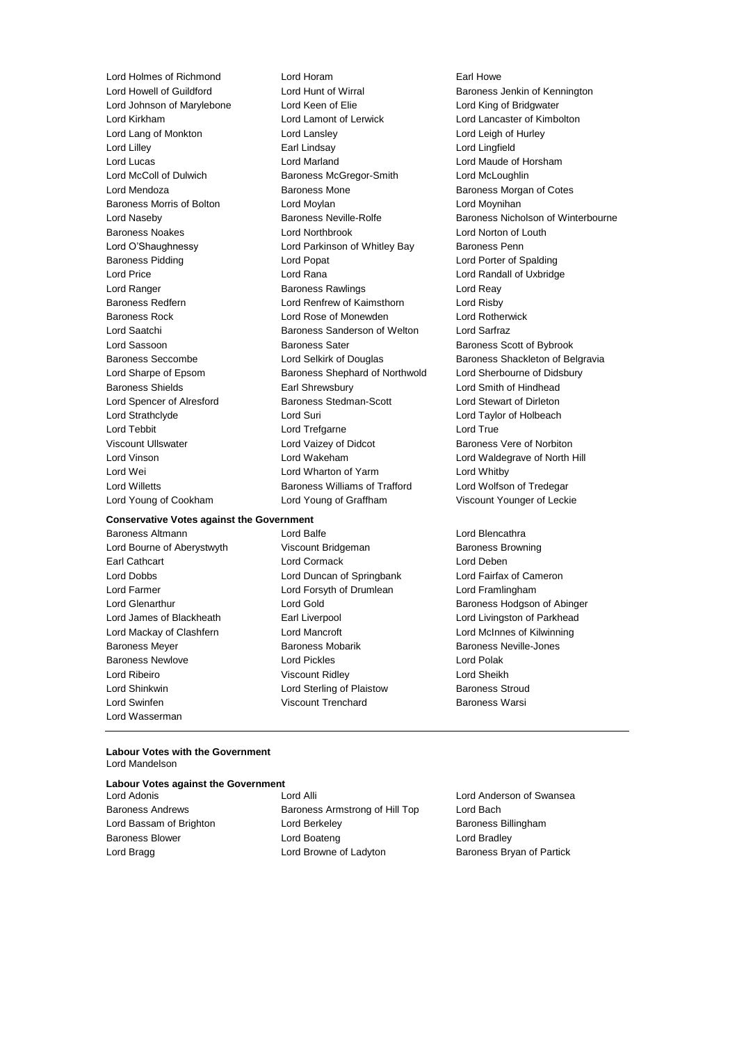Lord Holmes of Richmond Lord Horam Earl Howe
Lord Howell of Guildford Lord Hunt of Wirral Baroness Jenkin of Kennington
Lord Johnson of Marylebone Lord Keen of Elie Lord King of Bridgwater
Lord Kirkham Lord Lamont of Lerwick Lord Lancaster of Kimbolton
Lord Lang of Monkton Lord Lansley Lord Leigh of Hurley
Lord Lilley Earl Lindsay Lord Lingfield
Lord Lucas Lord Marland Lord Maude of Horsham
Lord McColl of Dulwich Baroness McGregor-Smith Lord McLoughlin
Lord Mendoza Baroness Mone Baroness Morgan of Cotes
Baroness Morris of Bolton Lord Moylan Lord Moynihan
Lord Naseby Baroness Neville-Rolfe Baroness Nicholson of Winterbourne
Baroness Noakes Lord Northbrook Lord Norton of Louth
Lord O'Shaughnessy Lord Parkinson of Whitley Bay Baroness Penn
Baroness Pidding Lord Popat Lord Porter of Spalding
Lord Price Lord Rana Lord Randall of Uxbridge
Lord Ranger Baroness Rawlings Lord Reay
Baroness Redfern Lord Renfrew of Kaimsthorn Lord Risby
Baroness Rock Lord Rose of Monewden Lord Rotherwick
Lord Saatchi Baroness Sanderson of Welton Lord Sarfraz
Lord Sassoon Baroness Sater Baroness Scott of Bybrook
Baroness Seccombe Lord Selkirk of Douglas Baroness Shackleton of Belgravia
Lord Sharpe of Epsom Baroness Shephard of Northwold Lord Sherbourne of Didsbury
Baroness Shields Earl Shrewsbury Lord Smith of Hindhead
Lord Spencer of Alresford Baroness Stedman-Scott Lord Stewart of Dirleton
Lord Strathclyde Lord Suri Lord Taylor of Holbeach
Lord Tebbit Lord Trefgarne Lord True
Viscount Ullswater Lord Vaizey of Didcot Baroness Vere of Norbiton
Lord Vinson Lord Wakeham Lord Waldegrave of North Hill
Lord Wei Lord Wharton of Yarm Lord Whitby
Lord Willetts Baroness Williams of Trafford Lord Wolfson of Tredegar
Lord Young of Cookham Lord Young of Graffham Viscount Younger of Leckie

**Conservative Votes against the Government**

Baroness Altmann Lord Balfe Lord Blencathra
Lord Bourne of Aberystwyth Viscount Bridgeman Baroness Browning
Earl Cathcart Lord Cormack Lord Deben
Lord Dobbs Lord Duncan of Springbank Lord Fairfax of Cameron
Lord Farmer Lord Forsyth of Drumlean Lord Framlingham
Lord Glenarthur Lord Gold Baroness Hodgson of Abinger
Lord James of Blackheath Earl Liverpool Lord Livingston of Parkhead
Lord Mackay of Clashfern Lord Mancroft Lord McInnes of Kilwinning
Baroness Meyer Baroness Mobarik Baroness Neville-Jones
Baroness Newlove Lord Pickles Lord Polak
Lord Ribeiro Viscount Ridley Lord Sheikh
Lord Shinkwin Lord Sterling of Plaistow Baroness Stroud
Lord Swinfen Viscount Trenchard Baroness Warsi
Lord Wasserman

---

**Labour Votes with the Government**

Lord Mandelson

**Labour Votes against the Government**

Lord Adonis Lord Alli Lord Anderson of Swansea
Baroness Andrews Baroness Armstrong of Hill Top Lord Bach
Lord Bassam of Brighton Lord Berkeley Baroness Billingham
Baroness Blower Lord Boateng Lord Bradley
Lord Bragg Lord Browne of Ladyton Baroness Bryan of Partick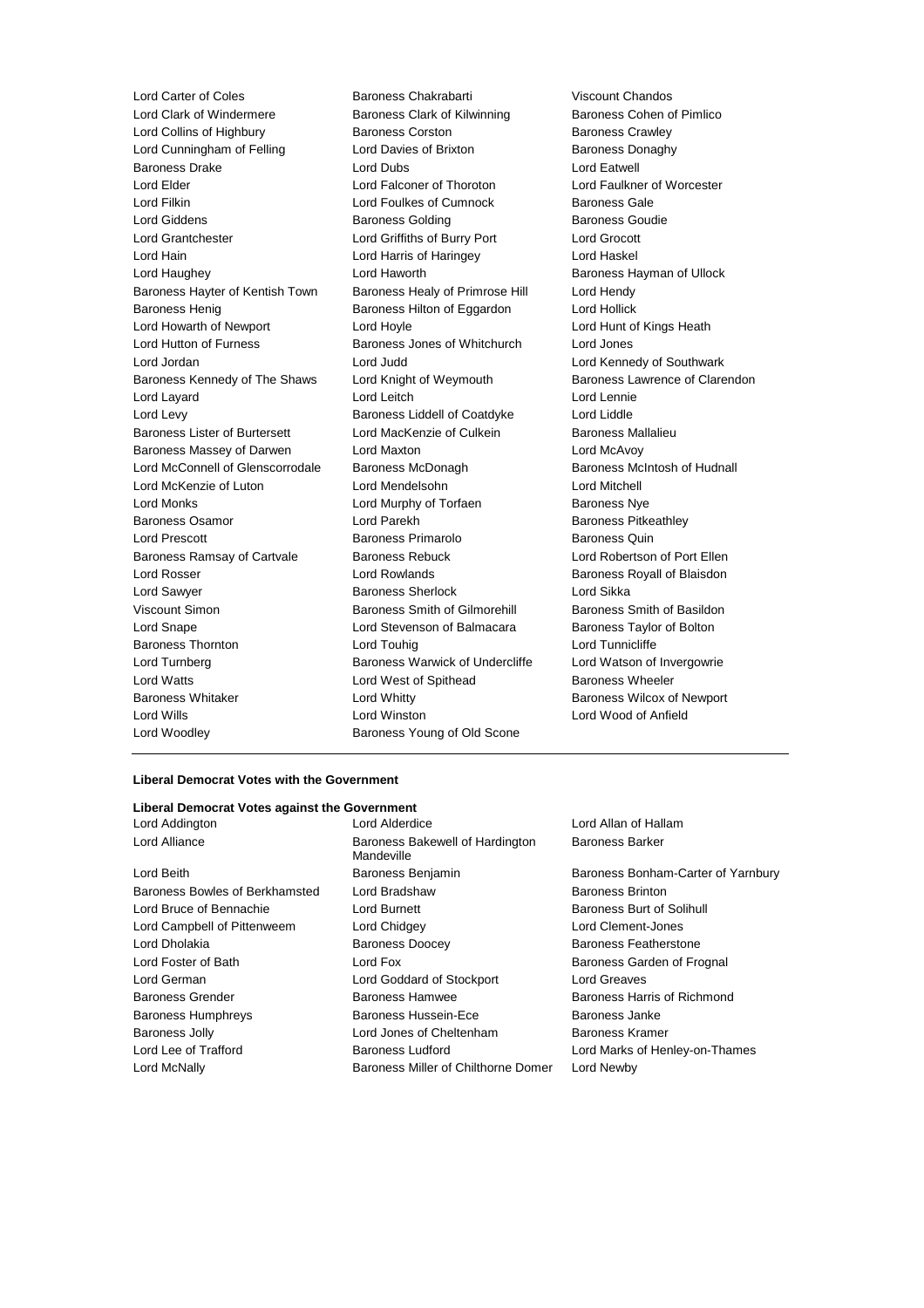Lord Carter of Coles
Baroness Chakrabarti
Viscount Chandos
Lord Clark of Windermere
Baroness Clark of Kilwinning
Baroness Cohen of Pimlico
Lord Collins of Highbury
Baroness Corston
Baroness Crawley
Lord Cunningham of Felling
Lord Davies of Brixton
Baroness Donaghy
Baroness Drake
Lord Dubs
Lord Eatwell
Lord Elder
Lord Falconer of Thoroton
Lord Faulkner of Worcester
Lord Filkin
Lord Foulkes of Cumnock
Baroness Gale
Lord Giddens
Baroness Golding
Baroness Goudie
Lord Grantchester
Lord Griffiths of Burry Port
Lord Grocott
Lord Hain
Lord Harris of Haringey
Lord Haskel
Lord Haughey
Lord Haworth
Baroness Hayman of Ullock
Baroness Hayter of Kentish Town
Baroness Healy of Primrose Hill
Lord Hendy
Baroness Henig
Baroness Hilton of Eggardon
Lord Hollick
Lord Howarth of Newport
Lord Hoyle
Lord Hunt of Kings Heath
Lord Hutton of Furness
Baroness Jones of Whitchurch
Lord Jones
Lord Jordan
Lord Judd
Lord Kennedy of Southwark
Baroness Kennedy of The Shaws
Lord Knight of Weymouth
Baroness Lawrence of Clarendon
Lord Layard
Lord Leitch
Lord Lennie
Lord Levy
Baroness Liddell of Coatdyke
Lord Liddle
Baroness Lister of Burtersett
Lord MacKenzie of Culkein
Baroness Mallalieu
Baroness Massey of Darwen
Lord Maxton
Lord McAvoy
Lord McConnell of Glenscorrodale
Baroness McDonagh
Baroness McIntosh of Hudnall
Lord McKenzie of Luton
Lord Mendelsohn
Lord Mitchell
Lord Monks
Lord Murphy of Torfaen
Baroness Nye
Baroness Osamor
Lord Parekh
Baroness Pitkeathley
Lord Prescott
Baroness Primarolo
Baroness Quin
Baroness Ramsay of Cartvale
Baroness Rebuck
Lord Robertson of Port Ellen
Lord Rosser
Lord Rowlands
Baroness Royall of Blaisdon
Lord Sawyer
Baroness Sherlock
Lord Sikka
Viscount Simon
Baroness Smith of Gilmorehill
Baroness Smith of Basildon
Lord Snape
Lord Stevenson of Balmacara
Baroness Taylor of Bolton
Baroness Thornton
Lord Touhig
Lord Tunnicliffe
Lord Turnberg
Baroness Warwick of Undercliffe
Lord Watson of Invergowrie
Lord Watts
Lord West of Spithead
Baroness Wheeler
Baroness Whitaker
Lord Whitty
Baroness Wilcox of Newport
Lord Wills
Lord Winston
Lord Wood of Anfield
Lord Woodley
Baroness Young of Old Scone

**Liberal Democrat Votes with the Government**

**Liberal Democrat Votes against the Government**

Lord Addington
Lord Alderdice
Lord Allan of Hallam
Lord Alliance
Baroness Bakewell of Hardington Mandeville
Baroness Barker
Lord Beith
Baroness Benjamin
Baroness Bonham-Carter of Yarnbury
Baroness Bowles of Berkhamsted
Lord Bradshaw
Baroness Brinton
Lord Bruce of Bennachie
Lord Burnett
Baroness Burt of Solihull
Lord Campbell of Pittenweem
Lord Chidgey
Lord Clement-Jones
Lord Dholakia
Baroness Doocey
Baroness Featherstone
Lord Foster of Bath
Lord Fox
Baroness Garden of Frognal
Lord German
Lord Goddard of Stockport
Lord Greaves
Baroness Grender
Baroness Hamwee
Baroness Harris of Richmond
Baroness Humphreys
Baroness Hussein-Ece
Baroness Janke
Baroness Jolly
Lord Jones of Cheltenham
Baroness Kramer
Lord Lee of Trafford
Baroness Ludford
Lord Marks of Henley-on-Thames
Lord McNally
Baroness Miller of Chilthorne Domer
Lord Newby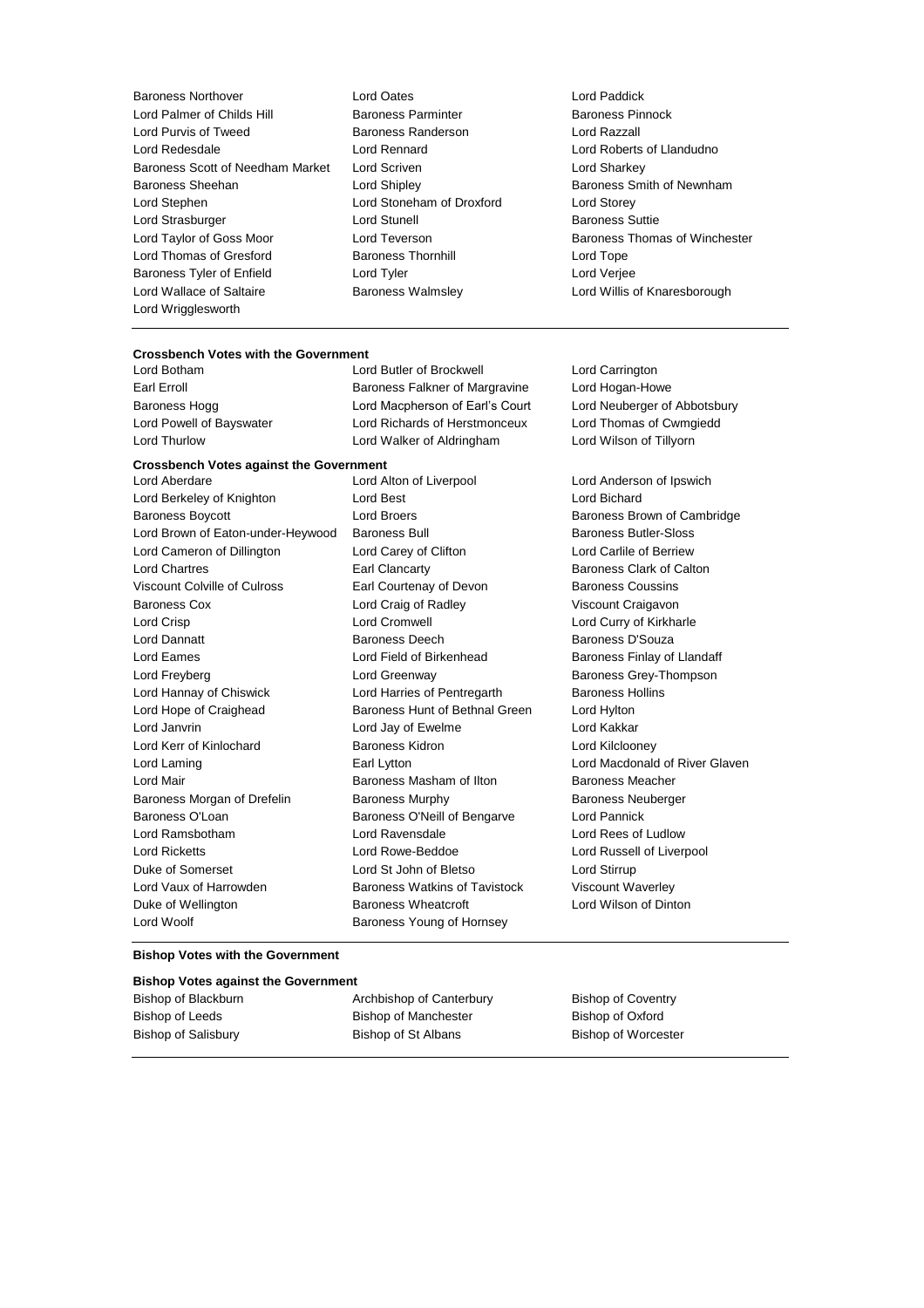Baroness Northover
Lord Oates
Lord Paddick
Lord Palmer of Childs Hill
Baroness Parminter
Baroness Pinnock
Lord Purvis of Tweed
Baroness Randerson
Lord Razzall
Lord Redesdale
Lord Rennard
Lord Roberts of Llandudno
Baroness Scott of Needham Market
Lord Scriven
Lord Sharkey
Baroness Sheehan
Lord Shipley
Baroness Smith of Newnham
Lord Stephen
Lord Stoneham of Droxford
Lord Storey
Lord Strasburger
Lord Stunell
Baroness Suttie
Lord Taylor of Goss Moor
Lord Teverson
Baroness Thomas of Winchester
Lord Thomas of Gresford
Baroness Thornhill
Lord Tope
Baroness Tyler of Enfield
Lord Tyler
Lord Verjee
Lord Wallace of Saltaire
Baroness Walmsley
Lord Willis of Knaresborough
Lord Wrigglesworth

---

**Crossbench Votes with the Government**

Lord Botham
Lord Butler of Brockwell
Lord Carrington
Earl Erroll
Baroness Falkner of Margravine
Lord Hogan-Howe
Baroness Hogg
Lord Macpherson of Earl's Court
Lord Neuberger of Abbotsbury
Lord Powell of Bayswater
Lord Richards of Herstmonceux
Lord Thomas of Cwmgiedd
Lord Thurlow
Lord Walker of Aldringham
Lord Wilson of Tillyorn

**Crossbench Votes against the Government**

Lord Aberdare
Lord Alton of Liverpool
Lord Anderson of Ipswich
Lord Berkeley of Knighton
Lord Best
Lord Bichard
Baroness Boycott
Lord Broers
Baroness Brown of Cambridge
Lord Brown of Eaton-under-Heywood
Baroness Bull
Baroness Butler-Sloss
Lord Cameron of Dillington
Lord Carey of Clifton
Lord Carlile of Berriew
Lord Chartres
Earl Clancarty
Baroness Clark of Calton
Viscount Colville of Culross
Earl Courtenay of Devon
Baroness Coussins
Baroness Cox
Lord Craig of Radley
Viscount Craigavon
Lord Crisp
Lord Cromwell
Lord Curry of Kirkharle
Lord Dannatt
Baroness Deech
Baroness D'Souza
Lord Eames
Lord Field of Birkenhead
Baroness Finlay of Llandaff
Lord Freyberg
Lord Greenway
Baroness Grey-Thompson
Lord Hannay of Chiswick
Lord Harries of Pentregarth
Baroness Hollins
Lord Hope of Craighead
Baroness Hunt of Bethnal Green
Lord Hylton
Lord Janvrin
Lord Jay of Ewelme
Lord Kakkar
Lord Kerr of Kinlochard
Baroness Kidron
Lord Kilclooney
Lord Laming
Earl Lytton
Lord Macdonald of River Glaven
Lord Mair
Baroness Masham of Ilton
Baroness Meacher
Baroness Morgan of Drefelin
Baroness Murphy
Baroness Neuberger
Baroness O'Loan
Baroness O'Neill of Bengarve
Lord Pannick
Lord Ramsbotham
Lord Ravensdale
Lord Rees of Ludlow
Lord Ricketts
Lord Rowe-Beddoe
Lord Russell of Liverpool
Duke of Somerset
Lord St John of Bletso
Lord Stirrup
Lord Vaux of Harrowden
Baroness Watkins of Tavistock
Viscount Waverley
Duke of Wellington
Baroness Wheatcroft
Lord Wilson of Dinton
Lord Woolf
Baroness Young of Hornsey

---

**Bishop Votes with the Government**

**Bishop Votes against the Government**

Bishop of Blackburn
Archbishop of Canterbury
Bishop of Coventry
Bishop of Leeds
Bishop of Manchester
Bishop of Oxford
Bishop of Salisbury
Bishop of St Albans
Bishop of Worcester

---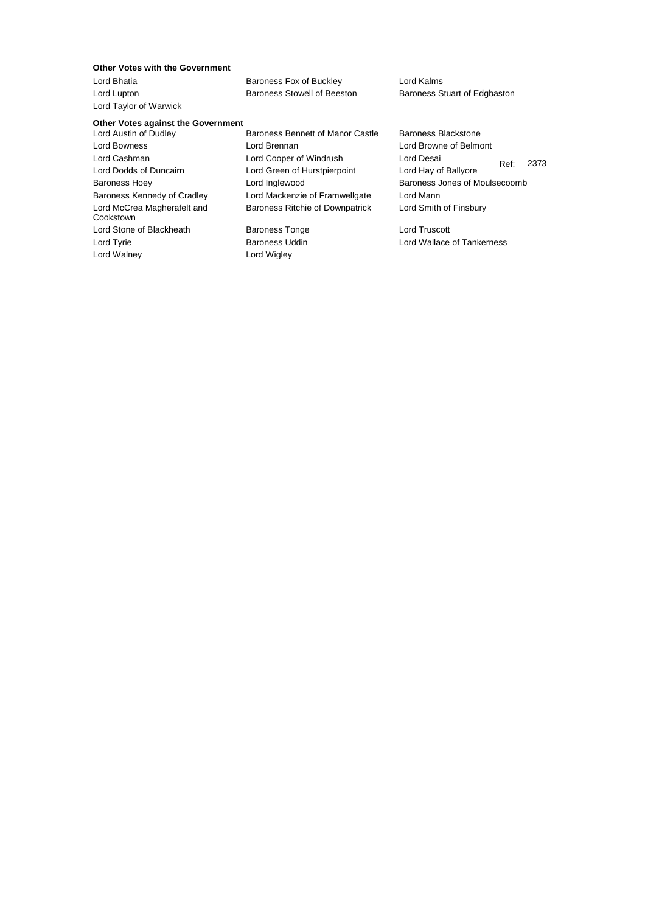**Other Votes with the Government**

Lord Bhatia
Baroness Fox of Buckley
Lord Kalms
Lord Lupton
Baroness Stowell of Beeston
Baroness Stuart of Edgbaston
Lord Taylor of Warwick

**Other Votes against the Government**

Lord Austin of Dudley
Baroness Bennett of Manor Castle
Baroness Blackstone
Lord Bowness
Lord Brennan
Lord Browne of Belmont
Lord Cashman
Lord Cooper of Windrush
Lord Desai
Lord Dodds of Duncairn
Lord Green of Hurstpierpoint
Lord Hay of Ballyore
Baroness Hoey
Lord Inglewood
Baroness Jones of Moulsecoomb
Baroness Kennedy of Cradley
Lord Mackenzie of Framwellgate
Lord Mann
Lord McCrea Magherafelt and Cookstown
Baroness Ritchie of Downpatrick
Lord Smith of Finsbury
Lord Stone of Blackheath
Baroness Tonge
Lord Truscott
Lord Tyrie
Baroness Uddin
Lord Wallace of Tankerness
Lord Walney
Lord Wigley

Ref: 2373